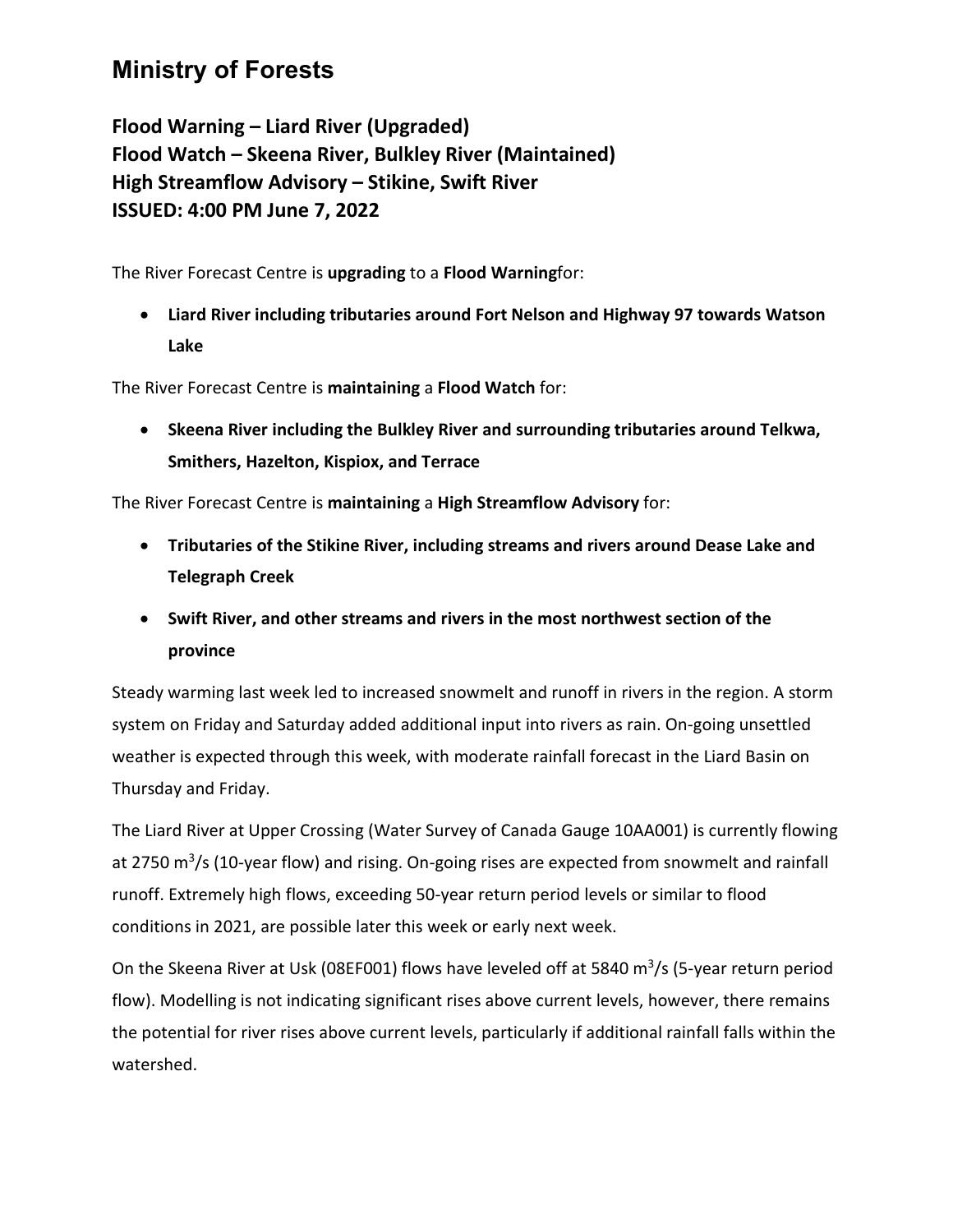# Ministry of Forests

## Flood Warning – Liard River (Upgraded)
## Flood Watch – Skeena River, Bulkley River (Maintained)
## High Streamflow Advisory – Stikine, Swift River
## ISSUED: 4:00 PM June 7, 2022

The River Forecast Centre is **upgrading** to a **Flood Warning**for:

- **Liard River including tributaries around Fort Nelson and Highway 97 towards Watson Lake**

The River Forecast Centre is **maintaining** a **Flood Watch** for:

- **Skeena River including the Bulkley River and surrounding tributaries around Telkwa, Smithers, Hazelton, Kispiox, and Terrace**

The River Forecast Centre is **maintaining** a **High Streamflow Advisory** for:

- **Tributaries of the Stikine River, including streams and rivers around Dease Lake and Telegraph Creek**
- **Swift River, and other streams and rivers in the most northwest section of the province**

Steady warming last week led to increased snowmelt and runoff in rivers in the region. A storm system on Friday and Saturday added additional input into rivers as rain. On-going unsettled weather is expected through this week, with moderate rainfall forecast in the Liard Basin on Thursday and Friday.

The Liard River at Upper Crossing (Water Survey of Canada Gauge 10AA001) is currently flowing at 2750 $m^3/s$ (10-year flow) and rising. On-going rises are expected from snowmelt and rainfall runoff. Extremely high flows, exceeding 50-year return period levels or similar to flood conditions in 2021, are possible later this week or early next week.

On the Skeena River at Usk (08EF001) flows have leveled off at 5840 $m^3/s$ (5-year return period flow). Modelling is not indicating significant rises above current levels, however, there remains the potential for river rises above current levels, particularly if additional rainfall falls within the watershed.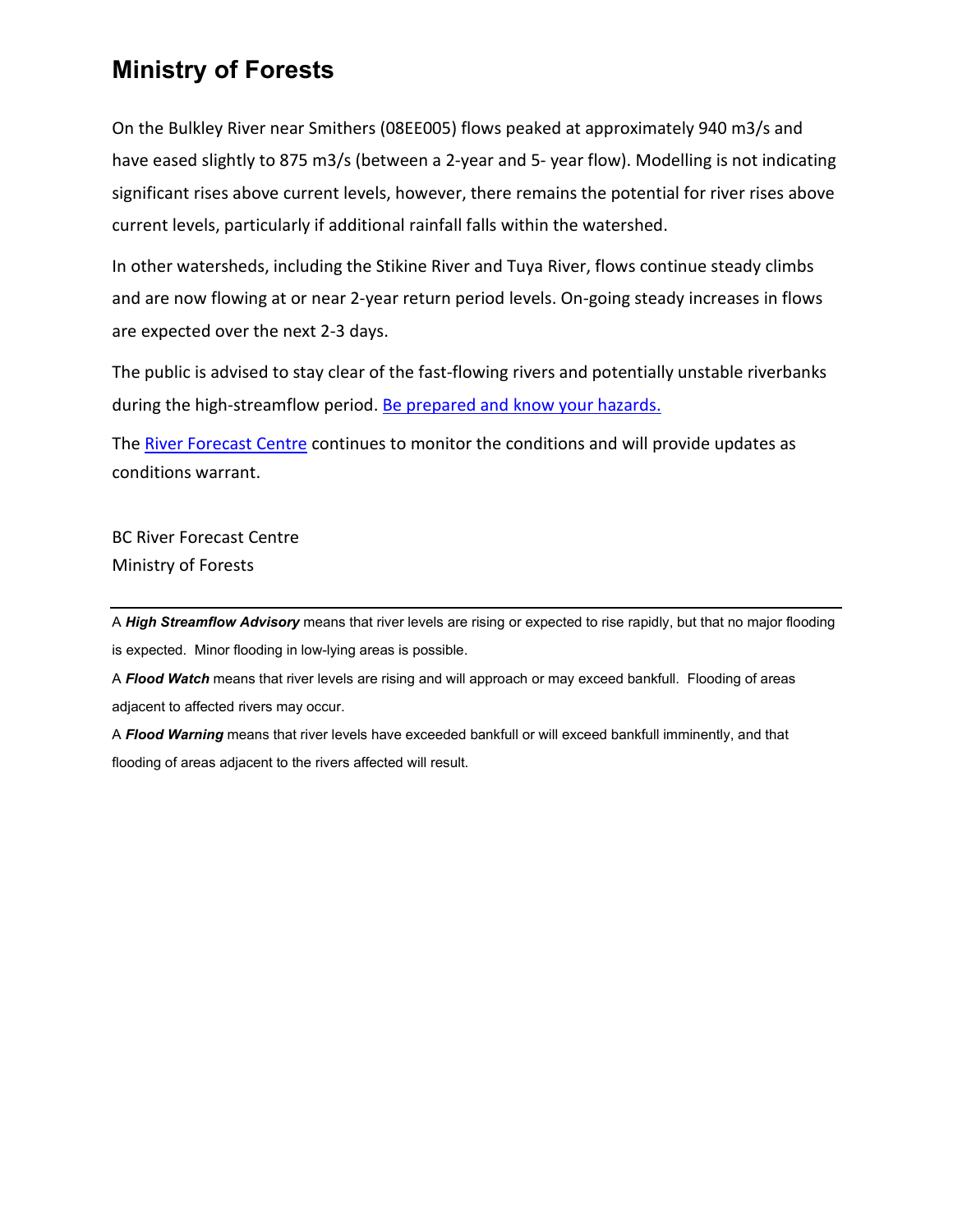# Ministry of Forests

On the Bulkley River near Smithers (08EE005) flows peaked at approximately 940 m3/s and have eased slightly to 875 m3/s (between a 2-year and 5- year flow). Modelling is not indicating significant rises above current levels, however, there remains the potential for river rises above current levels, particularly if additional rainfall falls within the watershed.

In other watersheds, including the Stikine River and Tuya River, flows continue steady climbs and are now flowing at or near 2-year return period levels. On-going steady increases in flows are expected over the next 2-3 days.

The public is advised to stay clear of the fast-flowing rivers and potentially unstable riverbanks during the high-streamflow period. Be prepared and know your hazards.

The River Forecast Centre continues to monitor the conditions and will provide updates as conditions warrant.

BC River Forecast Centre
Ministry of Forests

---

A ***High Streamflow Advisory*** means that river levels are rising or expected to rise rapidly, but that no major flooding is expected. Minor flooding in low-lying areas is possible.

A ***Flood Watch*** means that river levels are rising and will approach or may exceed bankfull. Flooding of areas adjacent to affected rivers may occur.

A ***Flood Warning*** means that river levels have exceeded bankfull or will exceed bankfull imminently, and that flooding of areas adjacent to the rivers affected will result.